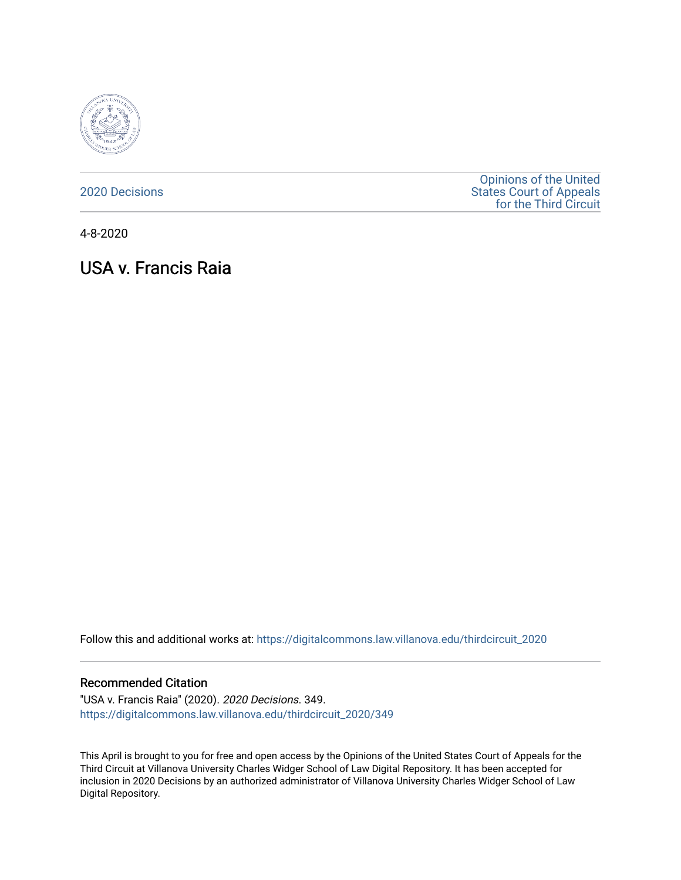2020 Decisions

Opinions of the United States Court of Appeals for the Third Circuit

4-8-2020

# USA v. Francis Raia

Follow this and additional works at: https://digitalcommons.law.villanova.edu/thirdcircuit_2020

## Recommended Citation

"USA v. Francis Raia" (2020). *2020 Decisions*. 349.
https://digitalcommons.law.villanova.edu/thirdcircuit_2020/349

This April is brought to you for free and open access by the Opinions of the United States Court of Appeals for the Third Circuit at Villanova University Charles Widger School of Law Digital Repository. It has been accepted for inclusion in 2020 Decisions by an authorized administrator of Villanova University Charles Widger School of Law Digital Repository.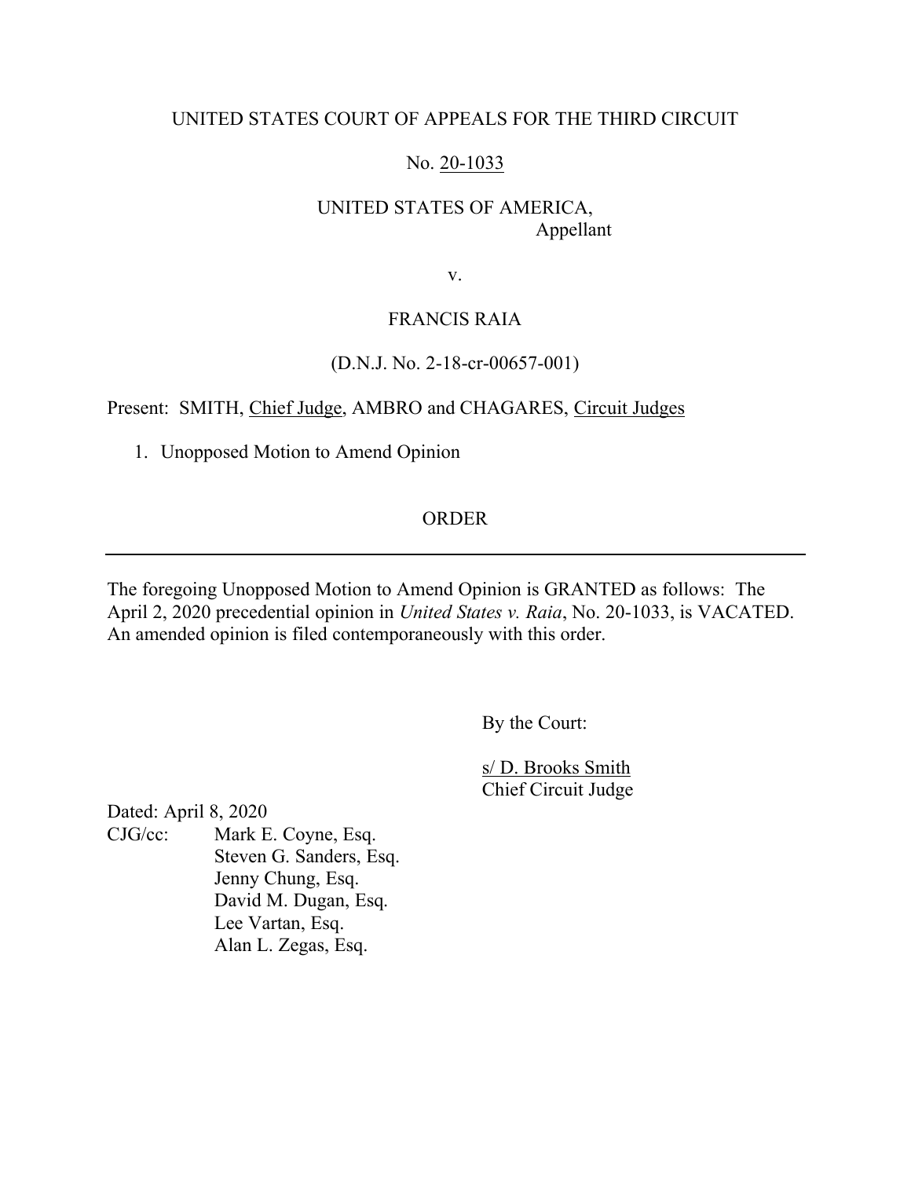UNITED STATES COURT OF APPEALS FOR THE THIRD CIRCUIT

No. 20-1033

UNITED STATES OF AMERICA,
Appellant

v.

FRANCIS RAIA

(D.N.J. No. 2-18-cr-00657-001)

Present: SMITH, Chief Judge, AMBRO and CHAGARES, Circuit Judges

1. Unopposed Motion to Amend Opinion

## ORDER

---

The foregoing Unopposed Motion to Amend Opinion is GRANTED as follows: The April 2, 2020 precedential opinion in *United States v. Raia*, No. 20-1033, is VACATED. An amended opinion is filed contemporaneously with this order.

By the Court:

s/ D. Brooks Smith
Chief Circuit Judge

Dated: April 8, 2020

CJG/cc: Mark E. Coyne, Esq.
Steven G. Sanders, Esq.
Jenny Chung, Esq.
David M. Dugan, Esq.
Lee Vartan, Esq.
Alan L. Zegas, Esq.